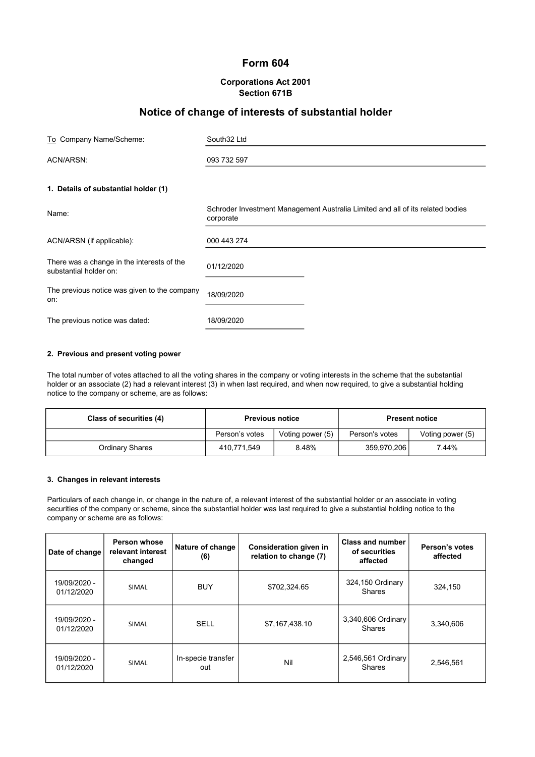# Form 604

**Corporations Act 2001**
**Section 671B**

## Notice of change of interests of substantial holder

| | |
|---|---|
| To Company Name/Scheme: | South32 Ltd |
| ACN/ARSN: | 093 732 597 |

### 1. Details of substantial holder (1)

| | |
|---|---|
| Name: | Schroder Investment Management Australia Limited and all of its related bodies corporate |
| ACN/ARSN (if applicable): | 000 443 274 |
| There was a change in the interests of the substantial holder on: | 01/12/2020 |
| The previous notice was given to the company on: | 18/09/2020 |
| The previous notice was dated: | 18/09/2020 |

### 2. Previous and present voting power

The total number of votes attached to all the voting shares in the company or voting interests in the scheme that the substantial holder or an associate (2) had a relevant interest (3) in when last required, and when now required, to give a substantial holding notice to the company or scheme, are as follows:

| Class of securities (4) | Previous notice | | Present notice | |
|---|---|---|---|---|
| | Person's votes | Voting power (5) | Person's votes | Voting power (5) |
| Ordinary Shares | 410,771,549 | 8.48% | 359,970,206 | 7.44% |

### 3. Changes in relevant interests

Particulars of each change in, or change in the nature of, a relevant interest of the substantial holder or an associate in voting securities of the company or scheme, since the substantial holder was last required to give a substantial holding notice to the company or scheme are as follows:

| Date of change | Person whose relevant interest changed | Nature of change (6) | Consideration given in relation to change (7) | Class and number of securities affected | Person's votes affected |
|---|---|---|---|---|---|
| 19/09/2020 - 01/12/2020 | SIMAL | BUY | $702,324.65 | 324,150 Ordinary Shares | 324,150 |
| 19/09/2020 - 01/12/2020 | SIMAL | SELL | $7,167,438.10 | 3,340,606 Ordinary Shares | 3,340,606 |
| 19/09/2020 - 01/12/2020 | SIMAL | In-specie transfer out | Nil | 2,546,561 Ordinary Shares | 2,546,561 |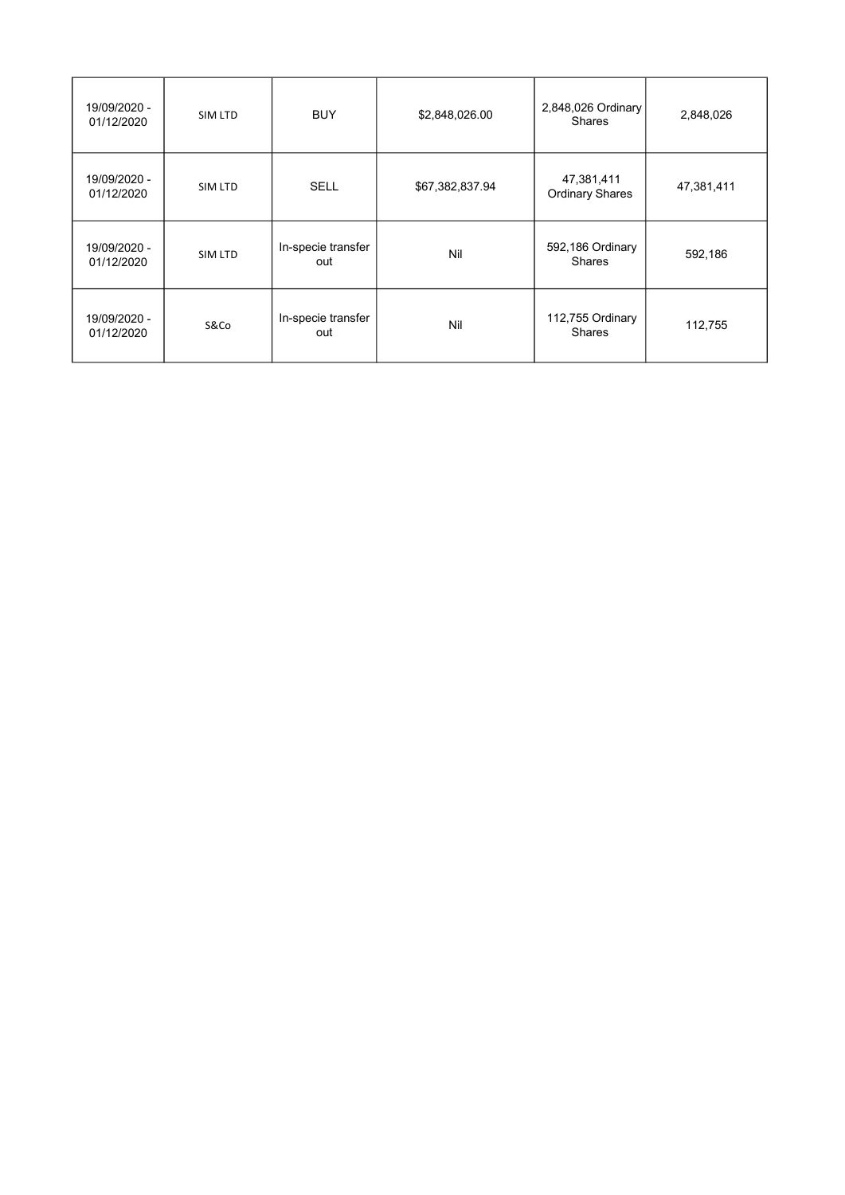| | | | | | |
|---|---|---|---|---|---|
| 19/09/2020 - 01/12/2020 | SIM LTD | BUY | $2,848,026.00 | 2,848,026 Ordinary Shares | 2,848,026 |
| 19/09/2020 - 01/12/2020 | SIM LTD | SELL | $67,382,837.94 | 47,381,411 Ordinary Shares | 47,381,411 |
| 19/09/2020 - 01/12/2020 | SIM LTD | In-specie transfer out | Nil | 592,186 Ordinary Shares | 592,186 |
| 19/09/2020 - 01/12/2020 | S&Co | In-specie transfer out | Nil | 112,755 Ordinary Shares | 112,755 |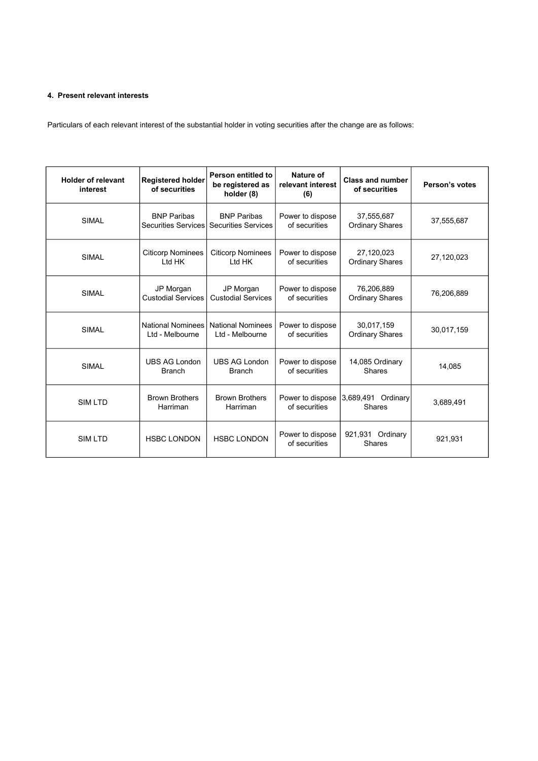**4. Present relevant interests**

Particulars of each relevant interest of the substantial holder in voting securities after the change are as follows:

| Holder of relevant interest | Registered holder of securities | Person entitled to be registered as holder (8) | Nature of relevant interest (6) | Class and number of securities | Person's votes |
|---|---|---|---|---|---|
| SIMAL | BNP Paribas Securities Services | BNP Paribas Securities Services | Power to dispose of securities | 37,555,687 Ordinary Shares | 37,555,687 |
| SIMAL | Citicorp Nominees Ltd HK | Citicorp Nominees Ltd HK | Power to dispose of securities | 27,120,023 Ordinary Shares | 27,120,023 |
| SIMAL | JP Morgan Custodial Services | JP Morgan Custodial Services | Power to dispose of securities | 76,206,889 Ordinary Shares | 76,206,889 |
| SIMAL | National Nominees Ltd - Melbourne | National Nominees Ltd - Melbourne | Power to dispose of securities | 30,017,159 Ordinary Shares | 30,017,159 |
| SIMAL | UBS AG London Branch | UBS AG London Branch | Power to dispose of securities | 14,085 Ordinary Shares | 14,085 |
| SIM LTD | Brown Brothers Harriman | Brown Brothers Harriman | Power to dispose of securities | 3,689,491 Ordinary Shares | 3,689,491 |
| SIM LTD | HSBC LONDON | HSBC LONDON | Power to dispose of securities | 921,931 Ordinary Shares | 921,931 |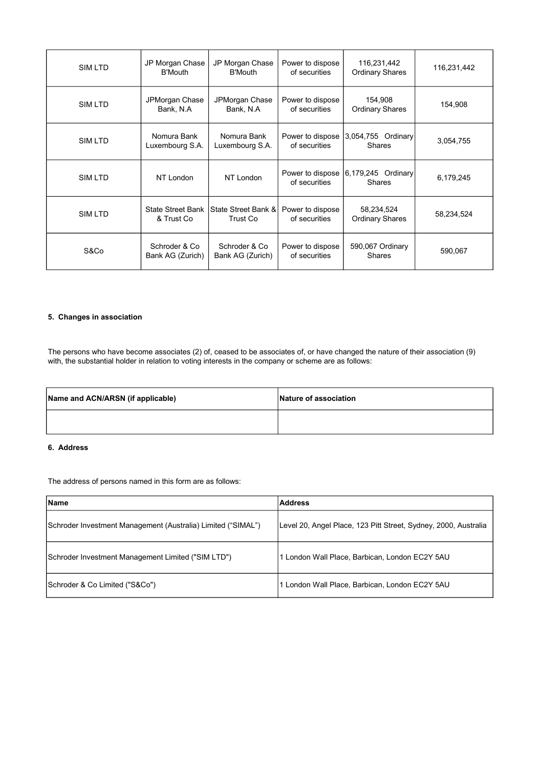| | | | | | |
|---|---|---|---|---|---|
| SIM LTD | JP Morgan Chase B'Mouth | JP Morgan Chase B'Mouth | Power to dispose of securities | 116,231,442 Ordinary Shares | 116,231,442 |
| SIM LTD | JPMorgan Chase Bank, N.A | JPMorgan Chase Bank, N.A | Power to dispose of securities | 154,908 Ordinary Shares | 154,908 |
| SIM LTD | Nomura Bank Luxembourg S.A. | Nomura Bank Luxembourg S.A. | Power to dispose of securities | 3,054,755 Ordinary Shares | 3,054,755 |
| SIM LTD | NT London | NT London | Power to dispose of securities | 6,179,245 Ordinary Shares | 6,179,245 |
| SIM LTD | State Street Bank & Trust Co | State Street Bank & Trust Co | Power to dispose of securities | 58,234,524 Ordinary Shares | 58,234,524 |
| S&Co | Schroder & Co Bank AG (Zurich) | Schroder & Co Bank AG (Zurich) | Power to dispose of securities | 590,067 Ordinary Shares | 590,067 |

**5. Changes in association**

The persons who have become associates (2) of, ceased to be associates of, or have changed the nature of their association (9) with, the substantial holder in relation to voting interests in the company or scheme are as follows:

| Name and ACN/ARSN (if applicable) | Nature of association |
|---|---|
| | |

**6. Address**

The address of persons named in this form are as follows:

| Name | Address |
|---|---|
| Schroder Investment Management (Australia) Limited ("SIMAL") | Level 20, Angel Place, 123 Pitt Street, Sydney, 2000, Australia |
| Schroder Investment Management Limited ("SIM LTD") | 1 London Wall Place, Barbican, London EC2Y 5AU |
| Schroder & Co Limited ("S&Co") | 1 London Wall Place, Barbican, London EC2Y 5AU |